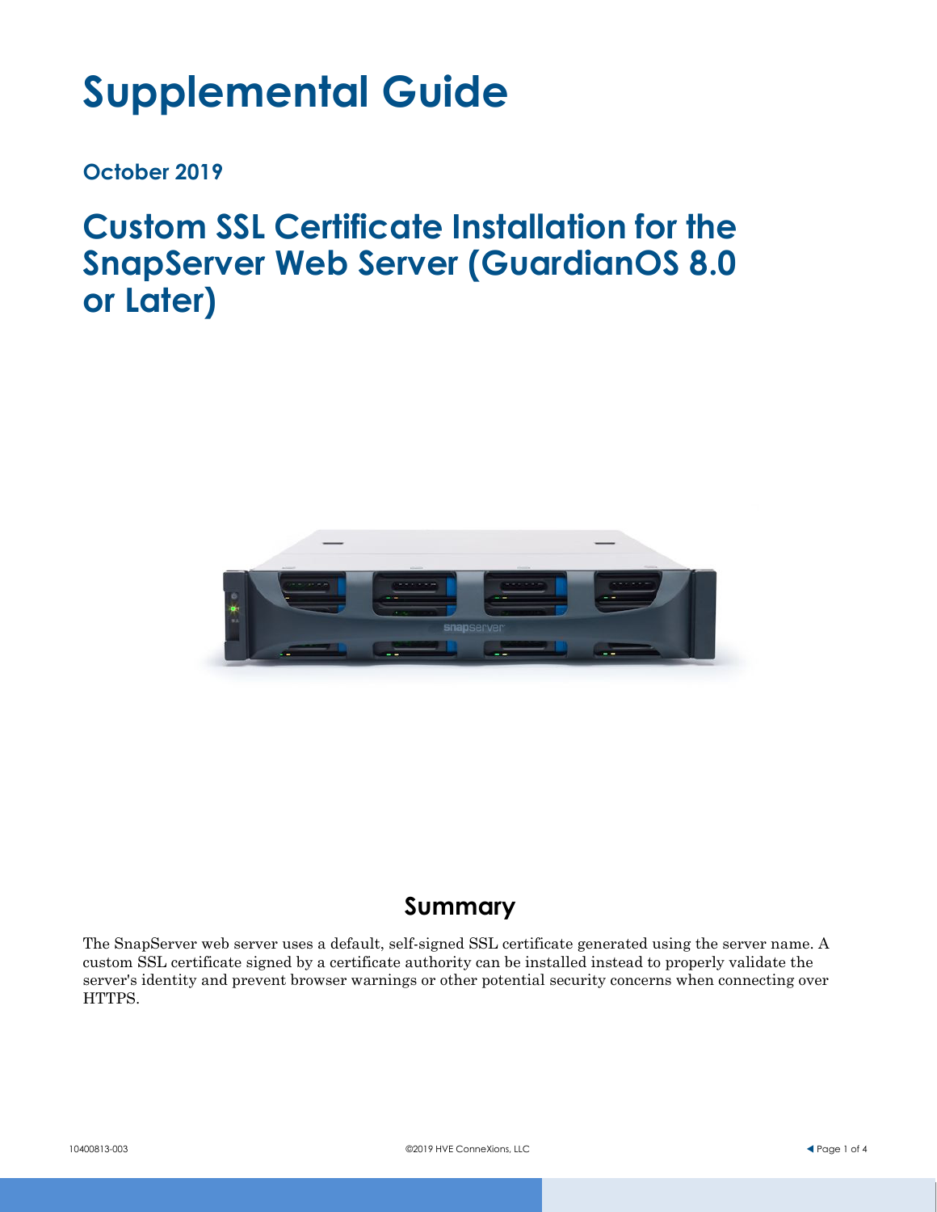# Supplemental Guide

**October 2019**

## Custom SSL Certificate Installation for the SnapServer Web Server (GuardianOS 8.0 or Later)

### Summary

The SnapServer web server uses a default, self-signed SSL certificate generated using the server name. A custom SSL certificate signed by a certificate authority can be installed instead to properly validate the server's identity and prevent browser warnings or other potential security concerns when connecting over HTTPS.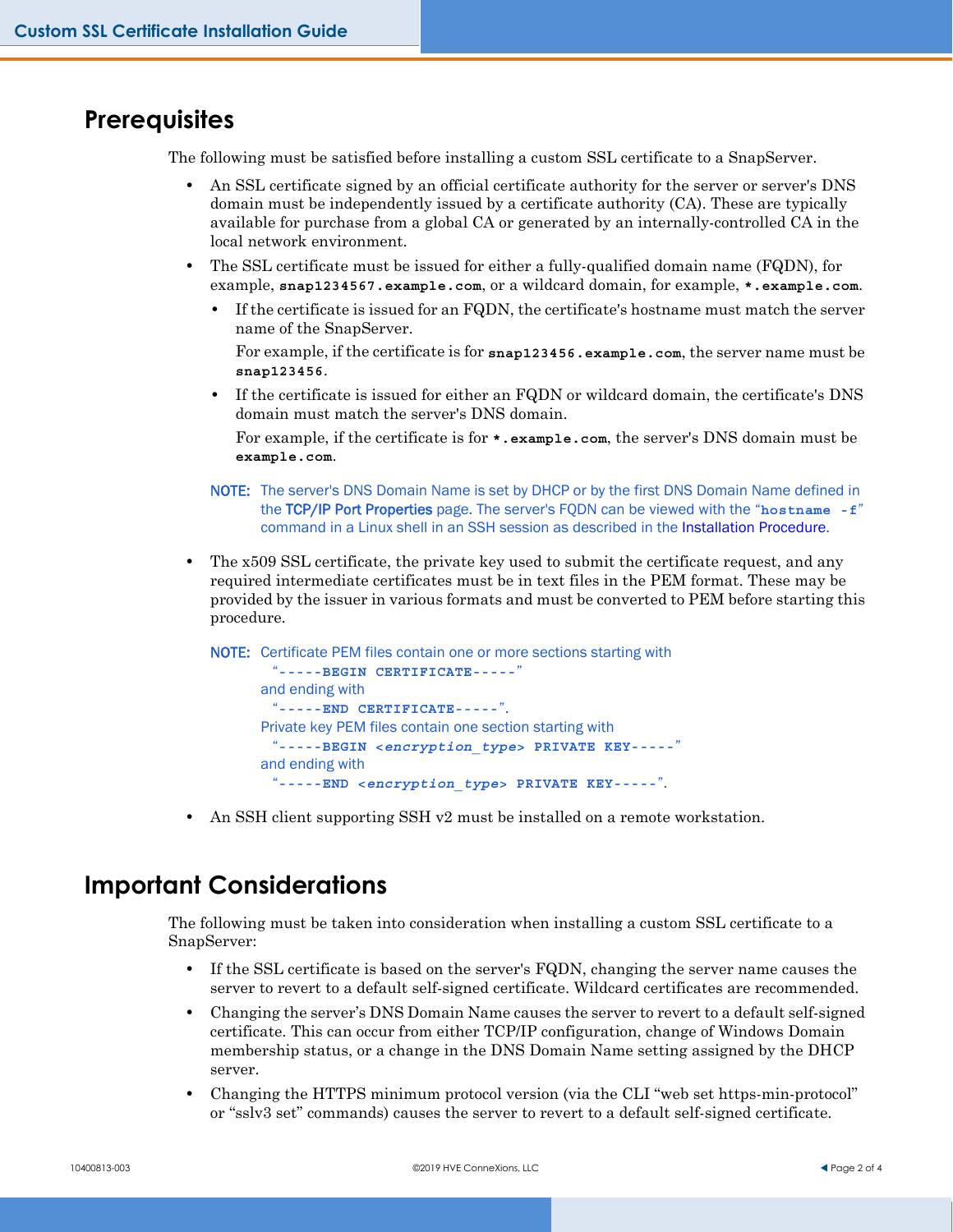## Prerequisites

The following must be satisfied before installing a custom SSL certificate to a SnapServer.

- An SSL certificate signed by an official certificate authority for the server or server's DNS domain must be independently issued by a certificate authority (CA). These are typically available for purchase from a global CA or generated by an internally-controlled CA in the local network environment.
- The SSL certificate must be issued for either a fully-qualified domain name (FQDN), for example, **`snap1234567.example.com`**, or a wildcard domain, for example, **`*.example.com`**.
  - If the certificate is issued for an FQDN, the certificate's hostname must match the server name of the SnapServer.

    For example, if the certificate is for **`snap123456.example.com`**, the server name must be **`snap123456`**.
  - If the certificate is issued for either an FQDN or wildcard domain, the certificate's DNS domain must match the server's DNS domain.

    For example, if the certificate is for **`*.example.com`**, the server's DNS domain must be **`example.com`**.

  NOTE: The server's DNS Domain Name is set by DHCP or by the first DNS Domain Name defined in the TCP/IP Port Properties page. The server's FQDN can be viewed with the "**`hostname -f`**" command in a Linux shell in an SSH session as described in the Installation Procedure.

- The x509 SSL certificate, the private key used to submit the certificate request, and any required intermediate certificates must be in text files in the PEM format. These may be provided by the issuer in various formats and must be converted to PEM before starting this procedure.

  NOTE: Certificate PEM files contain one or more sections starting with
  "**`-----BEGIN CERTIFICATE-----`**"
  and ending with
  "**`-----END CERTIFICATE-----`**".
  Private key PEM files contain one section starting with
  "**`-----BEGIN <encryption_type> PRIVATE KEY-----`**"
  and ending with
  "**`-----END <encryption_type> PRIVATE KEY-----`**".

- An SSH client supporting SSH v2 must be installed on a remote workstation.

## Important Considerations

The following must be taken into consideration when installing a custom SSL certificate to a SnapServer:

- If the SSL certificate is based on the server's FQDN, changing the server name causes the server to revert to a default self-signed certificate. Wildcard certificates are recommended.
- Changing the server's DNS Domain Name causes the server to revert to a default self-signed certificate. This can occur from either TCP/IP configuration, change of Windows Domain membership status, or a change in the DNS Domain Name setting assigned by the DHCP server.
- Changing the HTTPS minimum protocol version (via the CLI "web set https-min-protocol" or "sslv3 set" commands) causes the server to revert to a default self-signed certificate.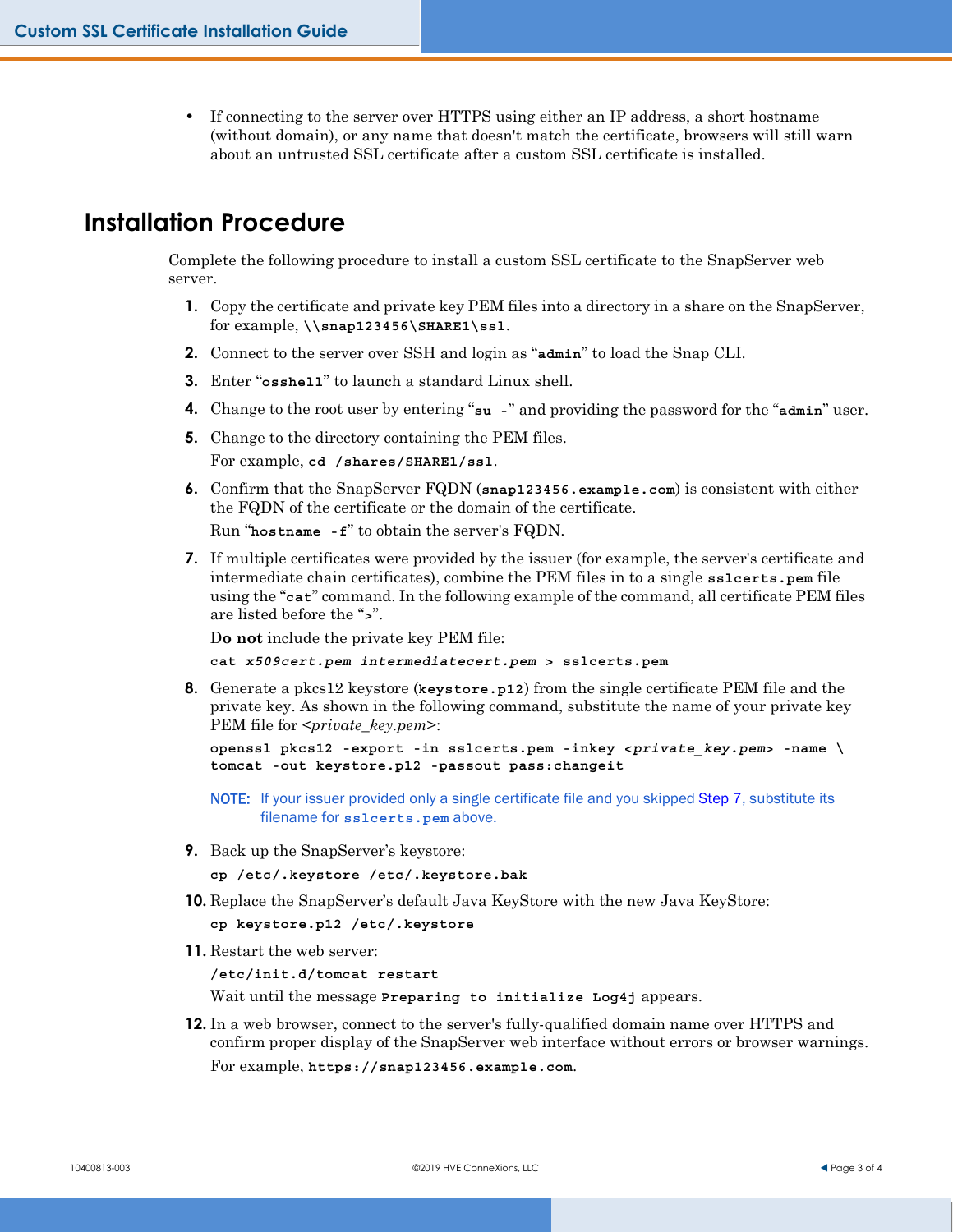- If connecting to the server over HTTPS using either an IP address, a short hostname (without domain), or any name that doesn't match the certificate, browsers will still warn about an untrusted SSL certificate after a custom SSL certificate is installed.

## Installation Procedure

Complete the following procedure to install a custom SSL certificate to the SnapServer web server.

1. Copy the certificate and private key PEM files into a directory in a share on the SnapServer, for example, **`\\snap123456\SHARE1\ssl`**.
2. Connect to the server over SSH and login as "**`admin`**" to load the Snap CLI.
3. Enter "**`osshell`**" to launch a standard Linux shell.
4. Change to the root user by entering "**`su -`**" and providing the password for the "**`admin`**" user.
5. Change to the directory containing the PEM files.

   For example, **`cd /shares/SHARE1/ssl`**.
6. Confirm that the SnapServer FQDN (**`snap123456.example.com`**) is consistent with either the FQDN of the certificate or the domain of the certificate.

   Run "**`hostname -f`**" to obtain the server's FQDN.
7. If multiple certificates were provided by the issuer (for example, the server's certificate and intermediate chain certificates), combine the PEM files in to a single **`sslcerts.pem`** file using the "**`cat`**" command. In the following example of the command, all certificate PEM files are listed before the "**`>`**".

   D**o not** include the private key PEM file:

   ```
   cat x509cert.pem intermediatecert.pem > sslcerts.pem
   ```
8. Generate a pkcs12 keystore (**`keystore.p12`**) from the single certificate PEM file and the private key. As shown in the following command, substitute the name of your private key PEM file for <*private_key.pem*>:

   ```
   openssl pkcs12 -export -in sslcerts.pem -inkey <private_key.pem> -name \
   tomcat -out keystore.p12 -passout pass:changeit
   ```

   NOTE: If your issuer provided only a single certificate file and you skipped Step 7, substitute its filename for **`sslcerts.pem`** above.
9. Back up the SnapServer's keystore:

   ```
   cp /etc/.keystore /etc/.keystore.bak
   ```
10. Replace the SnapServer's default Java KeyStore with the new Java KeyStore:

    ```
    cp keystore.p12 /etc/.keystore
    ```
11. Restart the web server:

    ```
    /etc/init.d/tomcat restart
    ```

    Wait until the message **`Preparing to initialize Log4j`** appears.
12. In a web browser, connect to the server's fully-qualified domain name over HTTPS and confirm proper display of the SnapServer web interface without errors or browser warnings.

    For example, **`https://snap123456.example.com`**.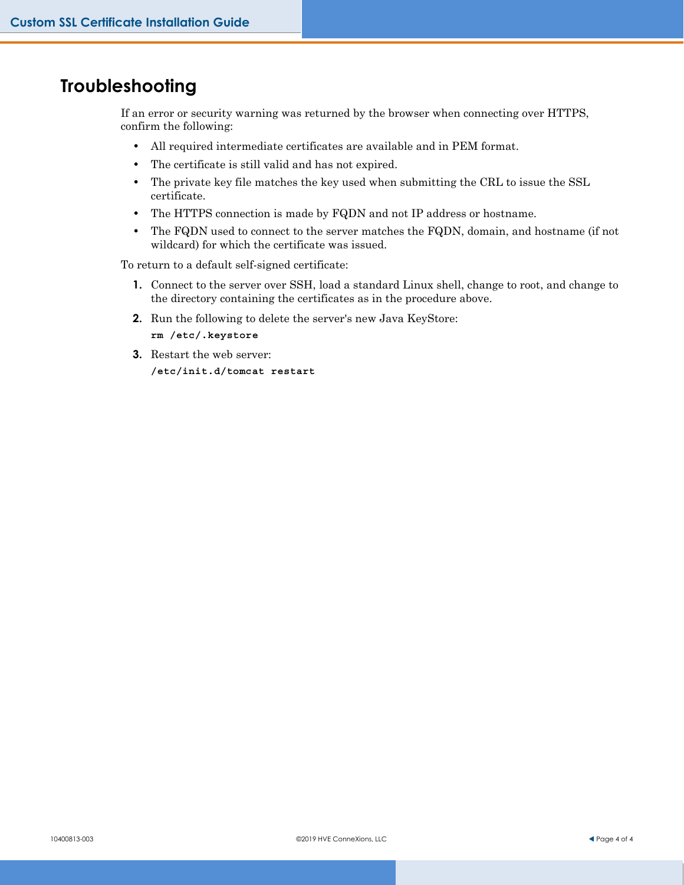## Troubleshooting

If an error or security warning was returned by the browser when connecting over HTTPS, confirm the following:

- All required intermediate certificates are available and in PEM format.
- The certificate is still valid and has not expired.
- The private key file matches the key used when submitting the CRL to issue the SSL certificate.
- The HTTPS connection is made by FQDN and not IP address or hostname.
- The FQDN used to connect to the server matches the FQDN, domain, and hostname (if not wildcard) for which the certificate was issued.

To return to a default self-signed certificate:

1. Connect to the server over SSH, load a standard Linux shell, change to root, and change to the directory containing the certificates as in the procedure above.
2. Run the following to delete the server's new Java KeyStore:
   ```
   rm /etc/.keystore
   ```
3. Restart the web server:
   ```
   /etc/init.d/tomcat restart
   ```